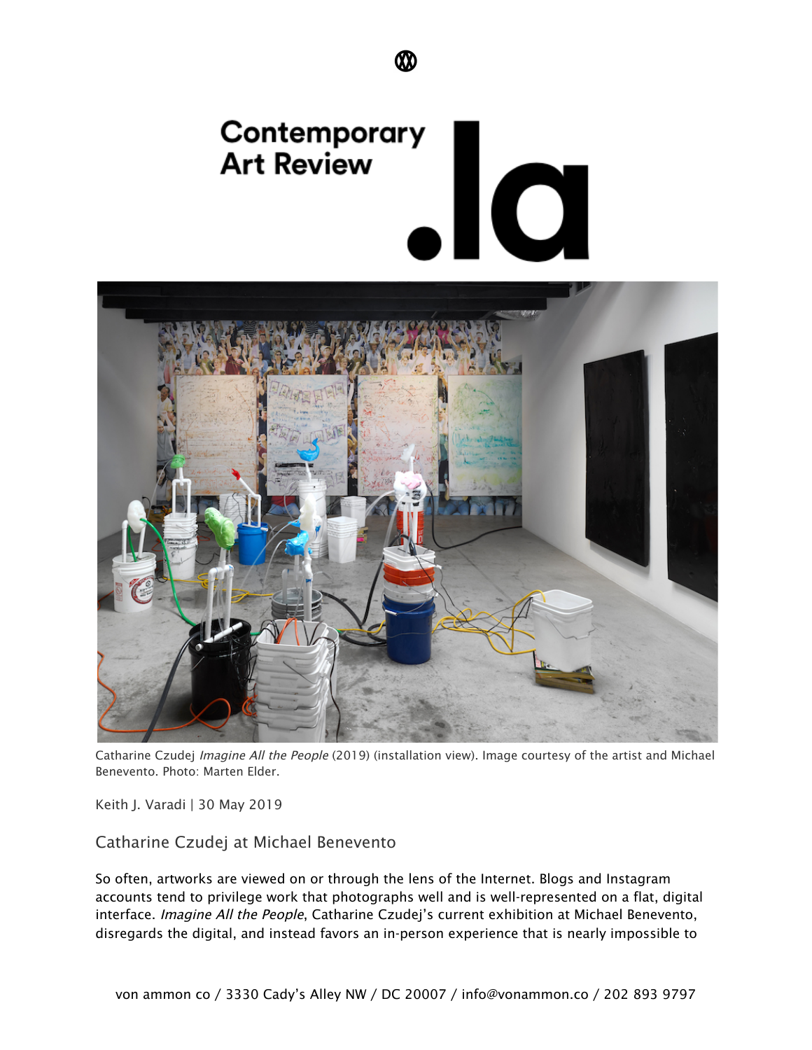# Contemporary Art Review .la

Catharine Czudej *Imagine All the People* (2019) (installation view). Image courtesy of the artist and Michael Benevento. Photo: Marten Elder.

Keith J. Varadi | 30 May 2019

## Catharine Czudej at Michael Benevento

So often, artworks are viewed on or through the lens of the Internet. Blogs and Instagram accounts tend to privilege work that photographs well and is well-represented on a flat, digital interface. *Imagine All the People*, Catharine Czudej's current exhibition at Michael Benevento, disregards the digital, and instead favors an in-person experience that is nearly impossible to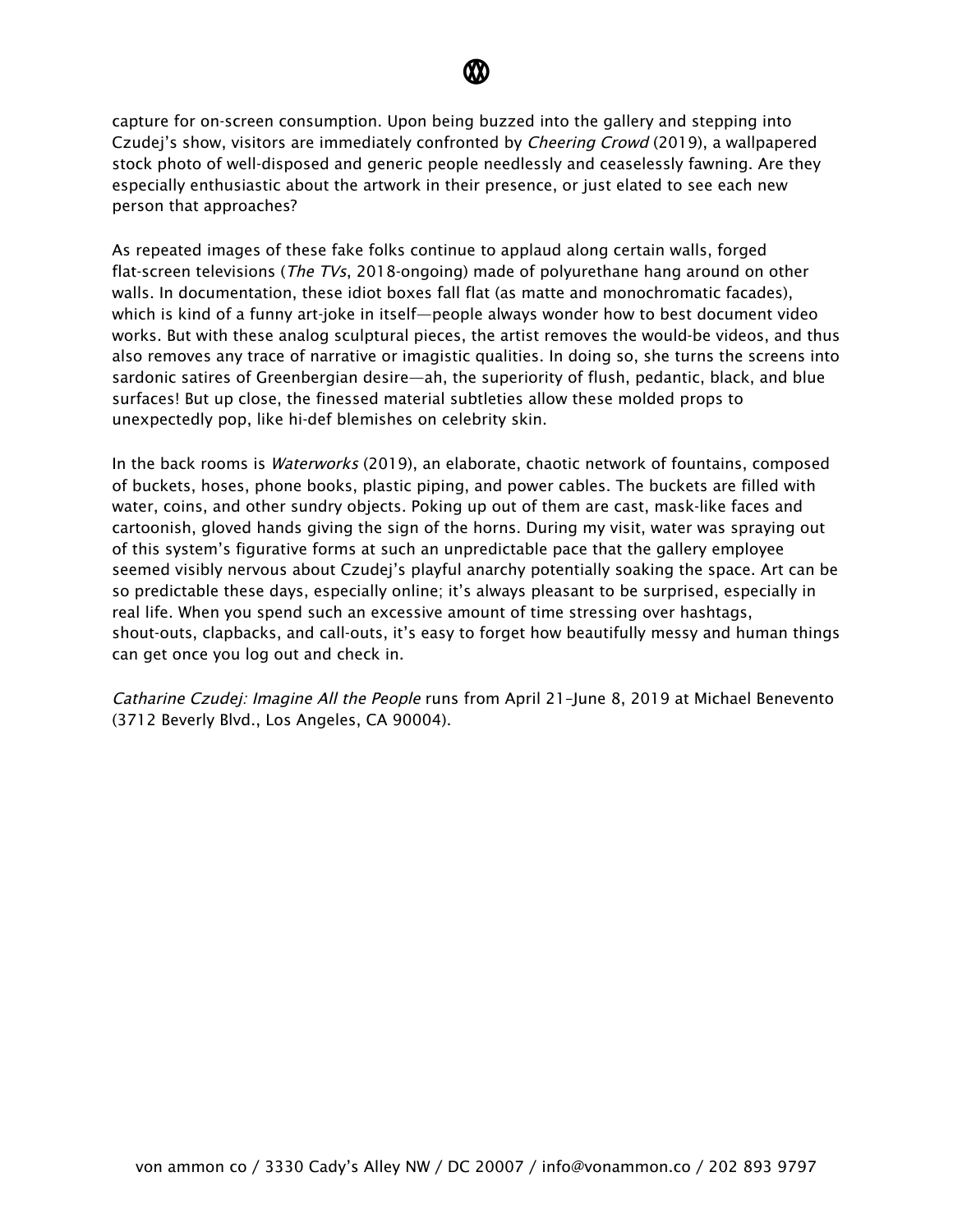capture for on-screen consumption. Upon being buzzed into the gallery and stepping into Czudej's show, visitors are immediately confronted by *Cheering Crowd* (2019), a wallpapered stock photo of well-disposed and generic people needlessly and ceaselessly fawning. Are they especially enthusiastic about the artwork in their presence, or just elated to see each new person that approaches?

As repeated images of these fake folks continue to applaud along certain walls, forged flat-screen televisions (*The TVs*, 2018-ongoing) made of polyurethane hang around on other walls. In documentation, these idiot boxes fall flat (as matte and monochromatic facades), which is kind of a funny art-joke in itself—people always wonder how to best document video works. But with these analog sculptural pieces, the artist removes the would-be videos, and thus also removes any trace of narrative or imagistic qualities. In doing so, she turns the screens into sardonic satires of Greenbergian desire—ah, the superiority of flush, pedantic, black, and blue surfaces! But up close, the finessed material subtleties allow these molded props to unexpectedly pop, like hi-def blemishes on celebrity skin.

In the back rooms is *Waterworks* (2019), an elaborate, chaotic network of fountains, composed of buckets, hoses, phone books, plastic piping, and power cables. The buckets are filled with water, coins, and other sundry objects. Poking up out of them are cast, mask-like faces and cartoonish, gloved hands giving the sign of the horns. During my visit, water was spraying out of this system's figurative forms at such an unpredictable pace that the gallery employee seemed visibly nervous about Czudej's playful anarchy potentially soaking the space. Art can be so predictable these days, especially online; it's always pleasant to be surprised, especially in real life. When you spend such an excessive amount of time stressing over hashtags, shout-outs, clapbacks, and call-outs, it's easy to forget how beautifully messy and human things can get once you log out and check in.

*Catharine Czudej: Imagine All the People* runs from April 21–June 8, 2019 at Michael Benevento (3712 Beverly Blvd., Los Angeles, CA 90004).